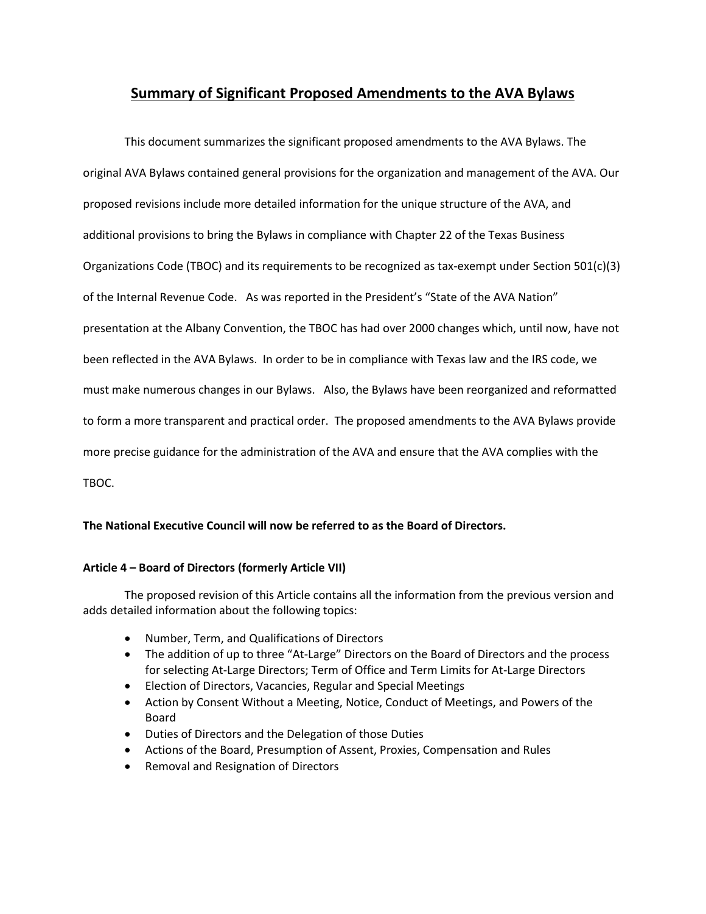# Summary of Significant Proposed Amendments to the AVA Bylaws

This document summarizes the significant proposed amendments to the AVA Bylaws. The original AVA Bylaws contained general provisions for the organization and management of the AVA. Our proposed revisions include more detailed information for the unique structure of the AVA, and additional provisions to bring the Bylaws in compliance with Chapter 22 of the Texas Business Organizations Code (TBOC) and its requirements to be recognized as tax-exempt under Section 501(c)(3) of the Internal Revenue Code. As was reported in the President's "State of the AVA Nation" presentation at the Albany Convention, the TBOC has had over 2000 changes which, until now, have not been reflected in the AVA Bylaws. In order to be in compliance with Texas law and the IRS code, we must make numerous changes in our Bylaws. Also, the Bylaws have been reorganized and reformatted to form a more transparent and practical order. The proposed amendments to the AVA Bylaws provide more precise guidance for the administration of the AVA and ensure that the AVA complies with the TBOC.

**The National Executive Council will now be referred to as the Board of Directors.**

**Article 4 – Board of Directors (formerly Article VII)**

The proposed revision of this Article contains all the information from the previous version and adds detailed information about the following topics:

- Number, Term, and Qualifications of Directors
- The addition of up to three "At-Large" Directors on the Board of Directors and the process for selecting At-Large Directors; Term of Office and Term Limits for At-Large Directors
- Election of Directors, Vacancies, Regular and Special Meetings
- Action by Consent Without a Meeting, Notice, Conduct of Meetings, and Powers of the Board
- Duties of Directors and the Delegation of those Duties
- Actions of the Board, Presumption of Assent, Proxies, Compensation and Rules
- Removal and Resignation of Directors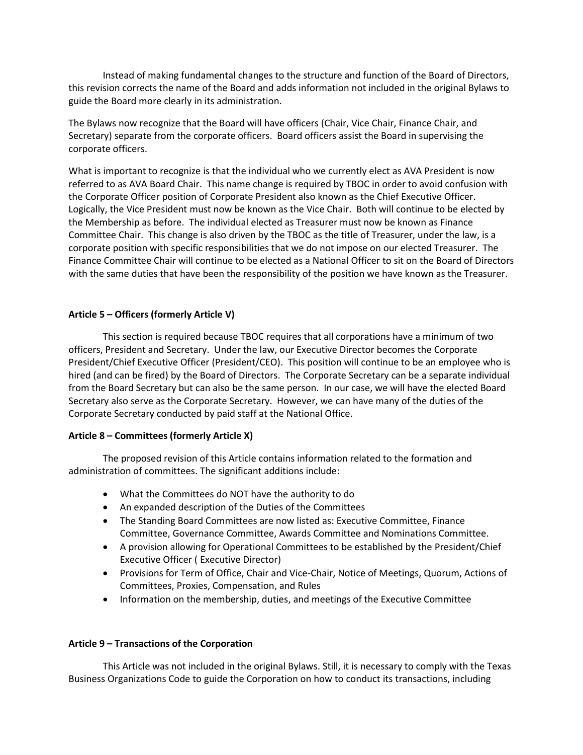Instead of making fundamental changes to the structure and function of the Board of Directors, this revision corrects the name of the Board and adds information not included in the original Bylaws to guide the Board more clearly in its administration.

The Bylaws now recognize that the Board will have officers (Chair, Vice Chair, Finance Chair, and Secretary) separate from the corporate officers. Board officers assist the Board in supervising the corporate officers.

What is important to recognize is that the individual who we currently elect as AVA President is now referred to as AVA Board Chair. This name change is required by TBOC in order to avoid confusion with the Corporate Officer position of Corporate President also known as the Chief Executive Officer. Logically, the Vice President must now be known as the Vice Chair. Both will continue to be elected by the Membership as before. The individual elected as Treasurer must now be known as Finance Committee Chair. This change is also driven by the TBOC as the title of Treasurer, under the law, is a corporate position with specific responsibilities that we do not impose on our elected Treasurer. The Finance Committee Chair will continue to be elected as a National Officer to sit on the Board of Directors with the same duties that have been the responsibility of the position we have known as the Treasurer.

**Article 5 – Officers (formerly Article V)**

This section is required because TBOC requires that all corporations have a minimum of two officers, President and Secretary. Under the law, our Executive Director becomes the Corporate President/Chief Executive Officer (President/CEO). This position will continue to be an employee who is hired (and can be fired) by the Board of Directors. The Corporate Secretary can be a separate individual from the Board Secretary but can also be the same person. In our case, we will have the elected Board Secretary also serve as the Corporate Secretary. However, we can have many of the duties of the Corporate Secretary conducted by paid staff at the National Office.

**Article 8 – Committees (formerly Article X)**

The proposed revision of this Article contains information related to the formation and administration of committees. The significant additions include:

- What the Committees do NOT have the authority to do
- An expanded description of the Duties of the Committees
- The Standing Board Committees are now listed as: Executive Committee, Finance Committee, Governance Committee, Awards Committee and Nominations Committee.
- A provision allowing for Operational Committees to be established by the President/Chief Executive Officer ( Executive Director)
- Provisions for Term of Office, Chair and Vice-Chair, Notice of Meetings, Quorum, Actions of Committees, Proxies, Compensation, and Rules
- Information on the membership, duties, and meetings of the Executive Committee

**Article 9 – Transactions of the Corporation**

This Article was not included in the original Bylaws. Still, it is necessary to comply with the Texas Business Organizations Code to guide the Corporation on how to conduct its transactions, including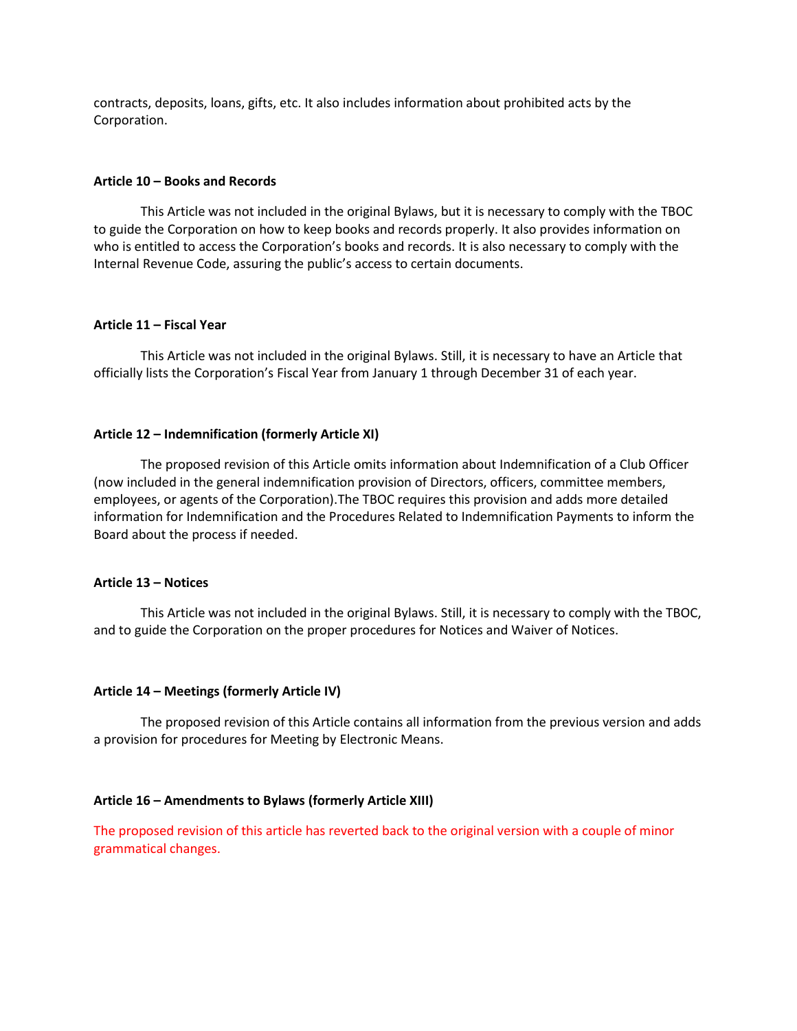contracts, deposits, loans, gifts, etc. It also includes information about prohibited acts by the Corporation.

**Article 10 – Books and Records**

This Article was not included in the original Bylaws, but it is necessary to comply with the TBOC to guide the Corporation on how to keep books and records properly. It also provides information on who is entitled to access the Corporation's books and records. It is also necessary to comply with the Internal Revenue Code, assuring the public's access to certain documents.

**Article 11 – Fiscal Year**

This Article was not included in the original Bylaws. Still, it is necessary to have an Article that officially lists the Corporation's Fiscal Year from January 1 through December 31 of each year.

**Article 12 – Indemnification (formerly Article XI)**

The proposed revision of this Article omits information about Indemnification of a Club Officer (now included in the general indemnification provision of Directors, officers, committee members, employees, or agents of the Corporation).The TBOC requires this provision and adds more detailed information for Indemnification and the Procedures Related to Indemnification Payments to inform the Board about the process if needed.

**Article 13 – Notices**

This Article was not included in the original Bylaws. Still, it is necessary to comply with the TBOC, and to guide the Corporation on the proper procedures for Notices and Waiver of Notices.

**Article 14 – Meetings (formerly Article IV)**

The proposed revision of this Article contains all information from the previous version and adds a provision for procedures for Meeting by Electronic Means.

**Article 16 – Amendments to Bylaws (formerly Article XIII)**

The proposed revision of this article has reverted back to the original version with a couple of minor grammatical changes.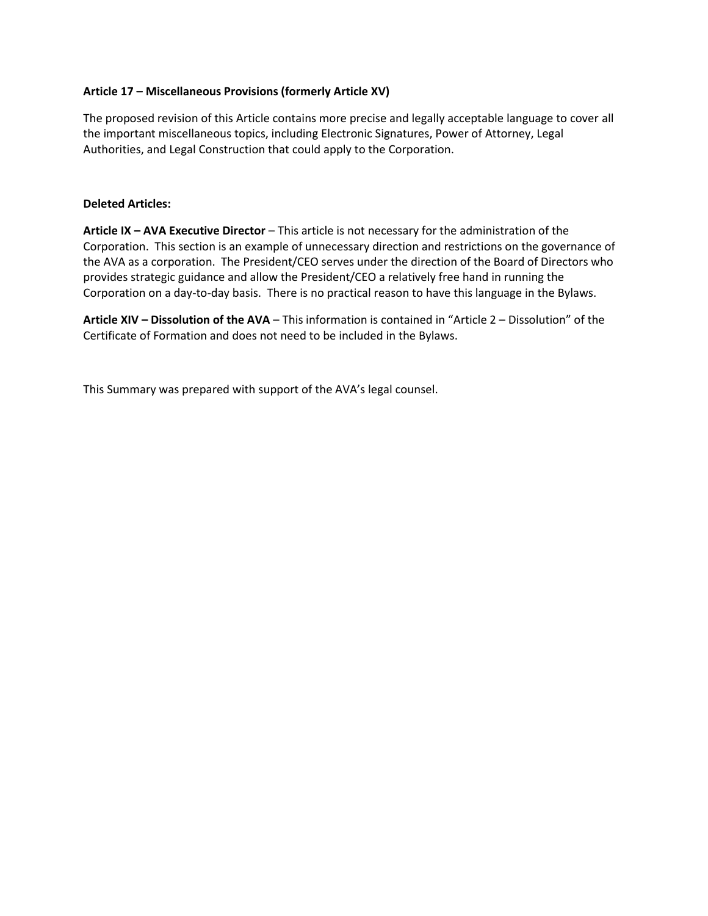**Article 17 – Miscellaneous Provisions (formerly Article XV)**

The proposed revision of this Article contains more precise and legally acceptable language to cover all the important miscellaneous topics, including Electronic Signatures, Power of Attorney, Legal Authorities, and Legal Construction that could apply to the Corporation.

**Deleted Articles:**

**Article IX – AVA Executive Director** – This article is not necessary for the administration of the Corporation. This section is an example of unnecessary direction and restrictions on the governance of the AVA as a corporation. The President/CEO serves under the direction of the Board of Directors who provides strategic guidance and allow the President/CEO a relatively free hand in running the Corporation on a day-to-day basis. There is no practical reason to have this language in the Bylaws.

**Article XIV – Dissolution of the AVA** – This information is contained in "Article 2 – Dissolution" of the Certificate of Formation and does not need to be included in the Bylaws.

This Summary was prepared with support of the AVA's legal counsel.